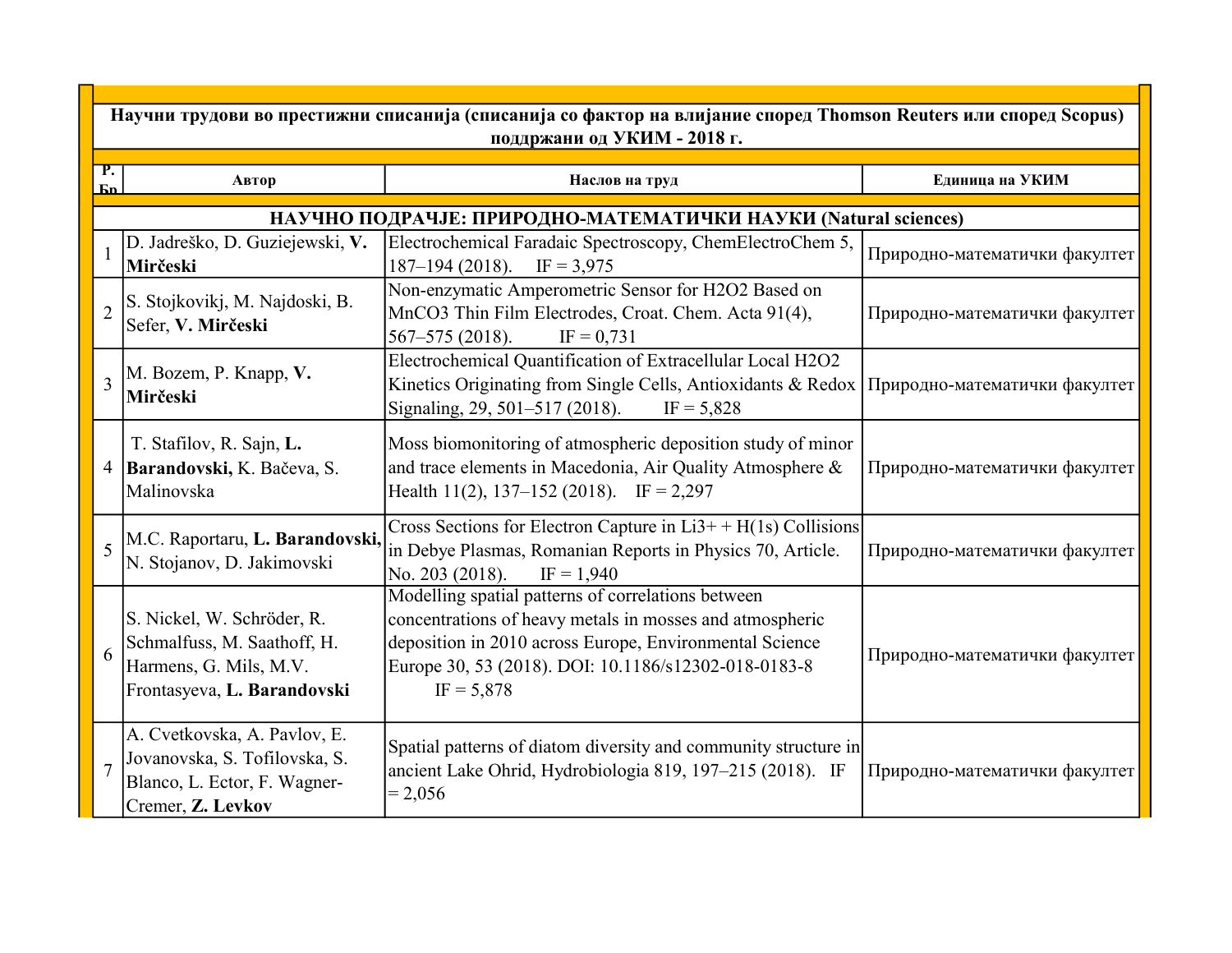| Р. Бр | Автор | Наслов на труд | Единица на УКИМ |
|---|---|---|---|
| **Научни трудови во престижни списанија (списанија со фактор на влијание според Thomson Reuters или според Scopus) поддржани од УКИМ - 2018 г.** | | | |
| **НАУЧНО ПОДРАЧЈЕ: ПРИРОДНО-МАТЕМАТИЧКИ НАУКИ (Natural sciences)** | | | |
| 1 | D. Jadreško, D. Guziejewski, **V. Mirčeski** | Electrochemical Faradaic Spectroscopy, ChemElectroChem 5, 187–194 (2018). IF = 3,975 | Природно-математички факултет |
| 2 | S. Stojkovikj, M. Najdoski, B. Sefer, **V. Mirčeski** | Non-enzymatic Amperometric Sensor for H2O2 Based on MnCO3 Thin Film Electrodes, Croat. Chem. Acta 91(4), 567–575 (2018). IF = 0,731 | Природно-математички факултет |
| 3 | M. Bozem, P. Knapp, **V. Mirčeski** | Electrochemical Quantification of Extracellular Local H2O2 Kinetics Originating from Single Cells, Antioxidants & Redox Signaling, 29, 501–517 (2018). IF = 5,828 | Природно-математички факултет |
| 4 | T. Stafilov, R. Sajn, **L. Barandovski,** K. Bačeva, S. Malinovska | Moss biomonitoring of atmospheric deposition study of minor and trace elements in Macedonia, Air Quality Atmosphere & Health 11(2), 137–152 (2018). IF = 2,297 | Природно-математички факултет |
| 5 | M.C. Raportaru, **L. Barandovski,** N. Stojanov, D. Jakimovski | Cross Sections for Electron Capture in Li3+ + H(1s) Collisions in Debye Plasmas, Romanian Reports in Physics 70, Article. No. 203 (2018). IF = 1,940 | Природно-математички факултет |
| 6 | S. Nickel, W. Schröder, R. Schmalfuss, M. Saathoff, H. Harmens, G. Mils, M.V. Frontasyeva, **L. Barandovski** | Modelling spatial patterns of correlations between concentrations of heavy metals in mosses and atmospheric deposition in 2010 across Europe, Environmental Science Europe 30, 53 (2018). DOI: 10.1186/s12302-018-0183-8 IF = 5,878 | Природно-математички факултет |
| 7 | A. Cvetkovska, A. Pavlov, E. Jovanovska, S. Tofilovska, S. Blanco, L. Ector, F. Wagner-Cremer, **Z. Levkov** | Spatial patterns of diatom diversity and community structure in ancient Lake Ohrid, Hydrobiologia 819, 197–215 (2018). IF = 2,056 | Природно-математички факултет |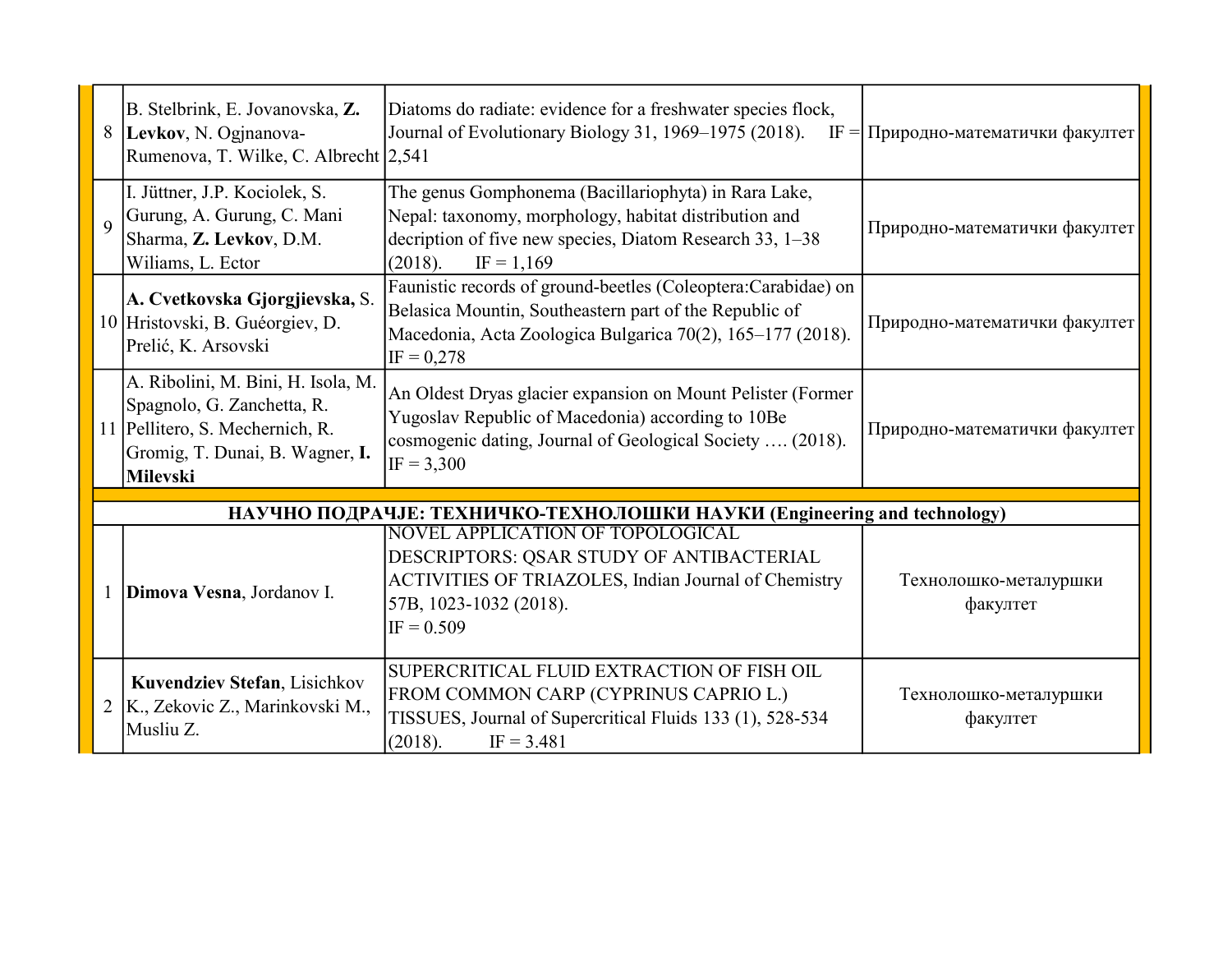| | | | |
|---|---|---|---|
| 8 | B. Stelbrink, E. Jovanovska, **Z. Levkov**, N. Ognjanova-Rumenova, T. Wilke, C. Albrecht | Diatoms do radiate: evidence for a freshwater species flock, Journal of Evolutionary Biology 31, 1969–1975 (2018). IF = 2,541 | Природно-математички факултет |
| 9 | I. Jüttner, J.P. Kociolek, S. Gurung, A. Gurung, C. Mani Sharma, **Z. Levkov**, D.M. Wiliams, L. Ector | The genus Gomphonema (Bacillariophyta) in Rara Lake, Nepal: taxonomy, morphology, habitat distribution and decription of five new species, Diatom Research 33, 1–38 (2018). IF = 1,169 | Природно-математички факултет |
| 10 | **A. Cvetkovska Gjorgjievska,** S. Hristovski, B. Guéorgiev, D. Prelić, K. Arsovski | Faunistic records of ground-beetles (Coleoptera:Carabidae) on Belasica Mountin, Southeastern part of the Republic of Macedonia, Acta Zoologica Bulgarica 70(2), 165–177 (2018). IF = 0,278 | Природно-математички факултет |
| 11 | A. Ribolini, M. Bini, H. Isola, M. Spagnolo, G. Zanchetta, R. Pellitero, S. Mechernich, R. Gromig, T. Dunai, B. Wagner, **I. Milevski** | An Oldest Dryas glacier expansion on Mount Pelister (Former Yugoslav Republic of Macedonia) according to 10Be cosmogenic dating, Journal of Geological Society …. (2018). IF = 3,300 | Природно-математички факултет |
| | **НАУЧНО ПОДРАЧЈЕ: ТЕХНИЧКО-ТЕХНОЛОШКИ НАУКИ (Engineering and technology)** | | |
| 1 | **Dimova Vesna**, Jordanov I. | NOVEL APPLICATION OF TOPOLOGICAL DESCRIPTORS: QSAR STUDY OF ANTIBACTERIAL ACTIVITIES OF TRIAZOLES, Indian Journal of Chemistry 57B, 1023-1032 (2018). IF = 0.509 | Технолошко-металуршки факултет |
| 2 | **Kuvendziev Stefan**, Lisichkov K., Zekovic Z., Marinkovski M., Musliu Z. | SUPERCRITICAL FLUID EXTRACTION OF FISH OIL FROM COMMON CARP (CYPRINUS CAPRIO L.) TISSUES, Journal of Supercritical Fluids 133 (1), 528-534 (2018). IF = 3.481 | Технолошко-металуршки факултет |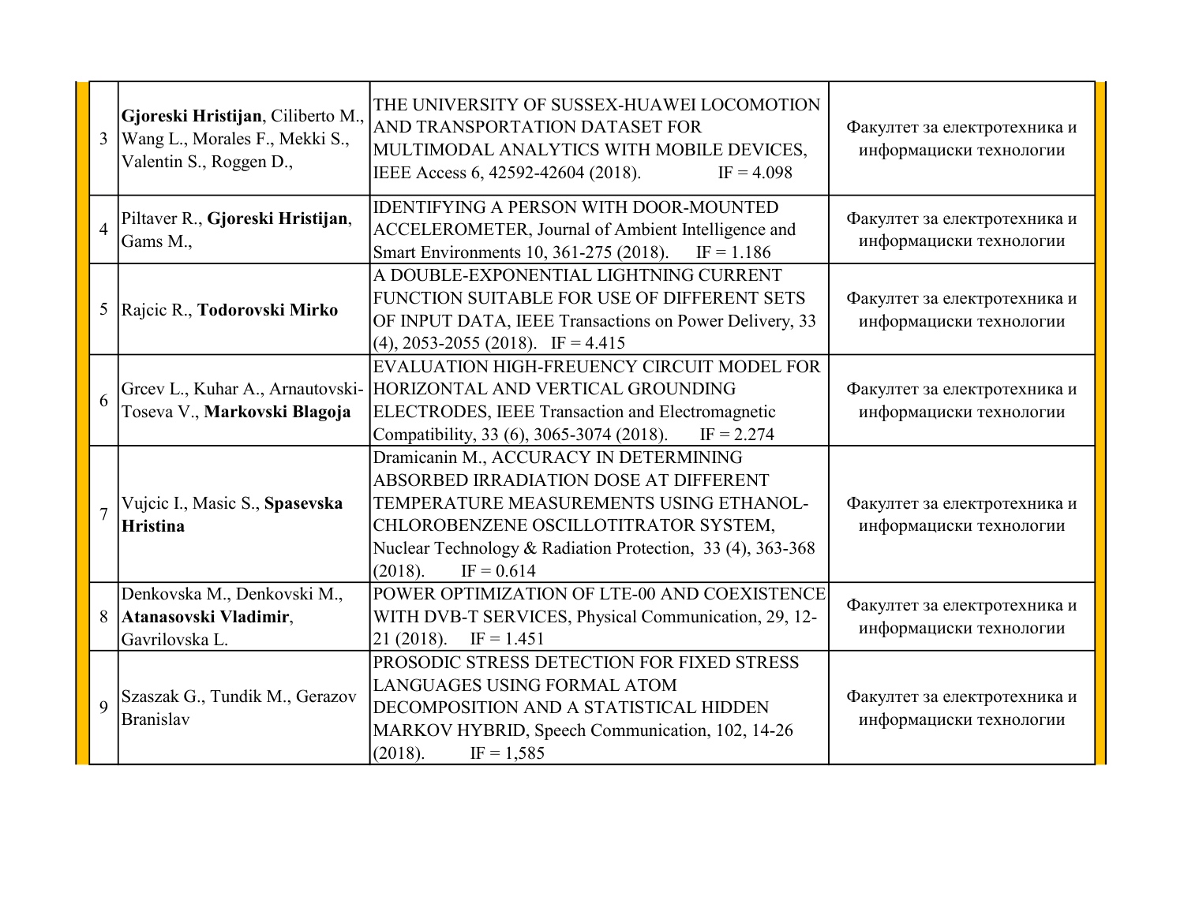| | | | |
|---|---|---|---|
| 3 | **Gjoreski Hristijan**, Ciliberto M., Wang L., Morales F., Mekki S., Valentin S., Roggen D., | THE UNIVERSITY OF SUSSEX-HUAWEI LOCOMOTION AND TRANSPORTATION DATASET FOR MULTIMODAL ANALYTICS WITH MOBILE DEVICES, IEEE Access 6, 42592-42604 (2018). IF = 4.098 | Факултет за електротехника и информациски технологии |
| 4 | Piltaver R., **Gjoreski Hristijan**, Gams M., | IDENTIFYING A PERSON WITH DOOR-MOUNTED ACCELEROMETER, Journal of Ambient Intelligence and Smart Environments 10, 361-275 (2018). IF = 1.186 | Факултет за електротехника и информациски технологии |
| 5 | Rajcic R., **Todorovski Mirko** | A DOUBLE-EXPONENTIAL LIGHTNING CURRENT FUNCTION SUITABLE FOR USE OF DIFFERENT SETS OF INPUT DATA, IEEE Transactions on Power Delivery, 33 (4), 2053-2055 (2018). IF = 4.415 | Факултет за електротехника и информациски технологии |
| 6 | Grcev L., Kuhar A., Arnautovski-Toseva V., **Markovski Blagoja** | EVALUATION HIGH-FREUENCY CIRCUIT MODEL FOR HORIZONTAL AND VERTICAL GROUNDING ELECTRODES, IEEE Transaction and Electromagnetic Compatibility, 33 (6), 3065-3074 (2018). IF = 2.274 | Факултет за електротехника и информациски технологии |
| 7 | Vujcic I., Masic S., **Spasevska Hristina** | Dramicanin M., ACCURACY IN DETERMINING ABSORBED IRRADIATION DOSE AT DIFFERENT TEMPERATURE MEASUREMENTS USING ETHANOL-CHLOROBENZENE OSCILLOTITRATOR SYSTEM, Nuclear Technology & Radiation Protection, 33 (4), 363-368 (2018). IF = 0.614 | Факултет за електротехника и информациски технологии |
| 8 | Denkovska M., Denkovski M., **Atanasovski Vladimir**, Gavrilovska L. | POWER OPTIMIZATION OF LTE-00 AND COEXISTENCE WITH DVB-T SERVICES, Physical Communication, 29, 12-21 (2018). IF = 1.451 | Факултет за електротехника и информациски технологии |
| 9 | Szaszak G., Tundik M., Gerazov Branislav | PROSODIC STRESS DETECTION FOR FIXED STRESS LANGUAGES USING FORMAL ATOM DECOMPOSITION AND A STATISTICAL HIDDEN MARKOV HYBRID, Speech Communication, 102, 14-26 (2018). IF = 1,585 | Факултет за електротехника и информациски технологии |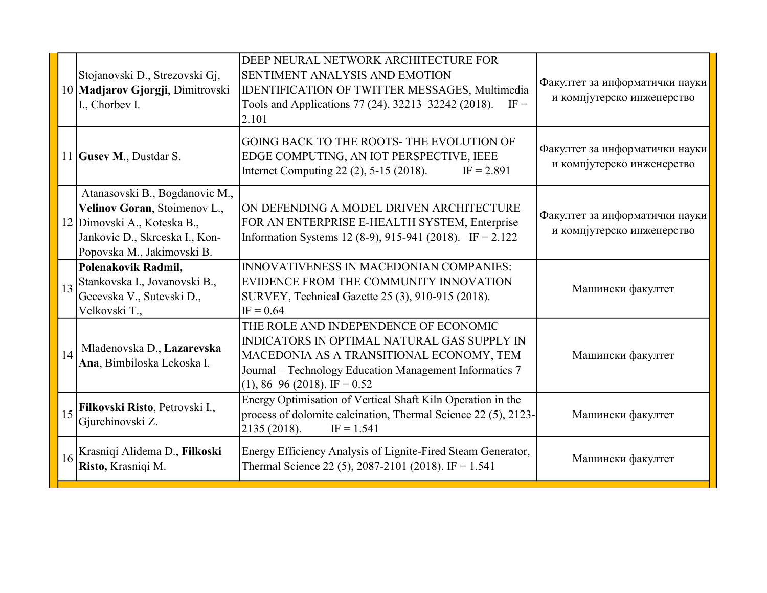| | | | |
|---|---|---|---|
| 10 | Stojanovski D., Strezovski Gj, **Madjarov Gjorgji**, Dimitrovski I., Chorbev I. | DEEP NEURAL NETWORK ARCHITECTURE FOR SENTIMENT ANALYSIS AND EMOTION IDENTIFICATION OF TWITTER MESSAGES, Multimedia Tools and Applications 77 (24), 32213–32242 (2018). IF = 2.101 | Факултет за информатички науки и компјутерско инженерство |
| 11 | **Gusev M**., Dustdar S. | GOING BACK TO THE ROOTS- THE EVOLUTION OF EDGE COMPUTING, AN IOT PERSPECTIVE, IEEE Internet Computing 22 (2), 5-15 (2018). IF = 2.891 | Факултет за информатички науки и компјутерско инженерство |
| 12 | Atanasovski B., Bogdanovic M., **Velinov Goran**, Stoimenov L., Dimovski A., Koteska B., Jankovic D., Skrceska I., Kon-Popovska M., Jakimovski B. | ON DEFENDING A MODEL DRIVEN ARCHITECTURE FOR AN ENTERPRISE E-HEALTH SYSTEM, Enterprise Information Systems 12 (8-9), 915-941 (2018). IF = 2.122 | Факултет за информатички науки и компјутерско инженерство |
| 13 | **Polenakovik Radmil,** Stankovska I., Jovanovski B., Gecevska V., Sutevski D., Velkovski T., | INNOVATIVENESS IN MACEDONIAN COMPANIES: EVIDENCE FROM THE COMMUNITY INNOVATION SURVEY, Technical Gazette 25 (3), 910-915 (2018). IF = 0.64 | Машински факултет |
| 14 | Mladenovska D., **Lazarevska Ana**, Bimbiloska Lekoska I. | THE ROLE AND INDEPENDENCE OF ECONOMIC INDICATORS IN OPTIMAL NATURAL GAS SUPPLY IN MACEDONIA AS A TRANSITIONAL ECONOMY, TEM Journal – Technology Education Management Informatics 7 (1), 86–96 (2018). IF = 0.52 | Машински факултет |
| 15 | **Filkovski Risto**, Petrovski I., Gjurchinovski Z. | Energy Optimisation of Vertical Shaft Kiln Operation in the process of dolomite calcination, Thermal Science 22 (5), 2123-2135 (2018). IF = 1.541 | Машински факултет |
| 16 | Krasniqi Alidema D., **Filkoski Risto,** Krasniqi M. | Energy Efficiency Analysis of Lignite-Fired Steam Generator, Thermal Science 22 (5), 2087-2101 (2018). IF = 1.541 | Машински факултет |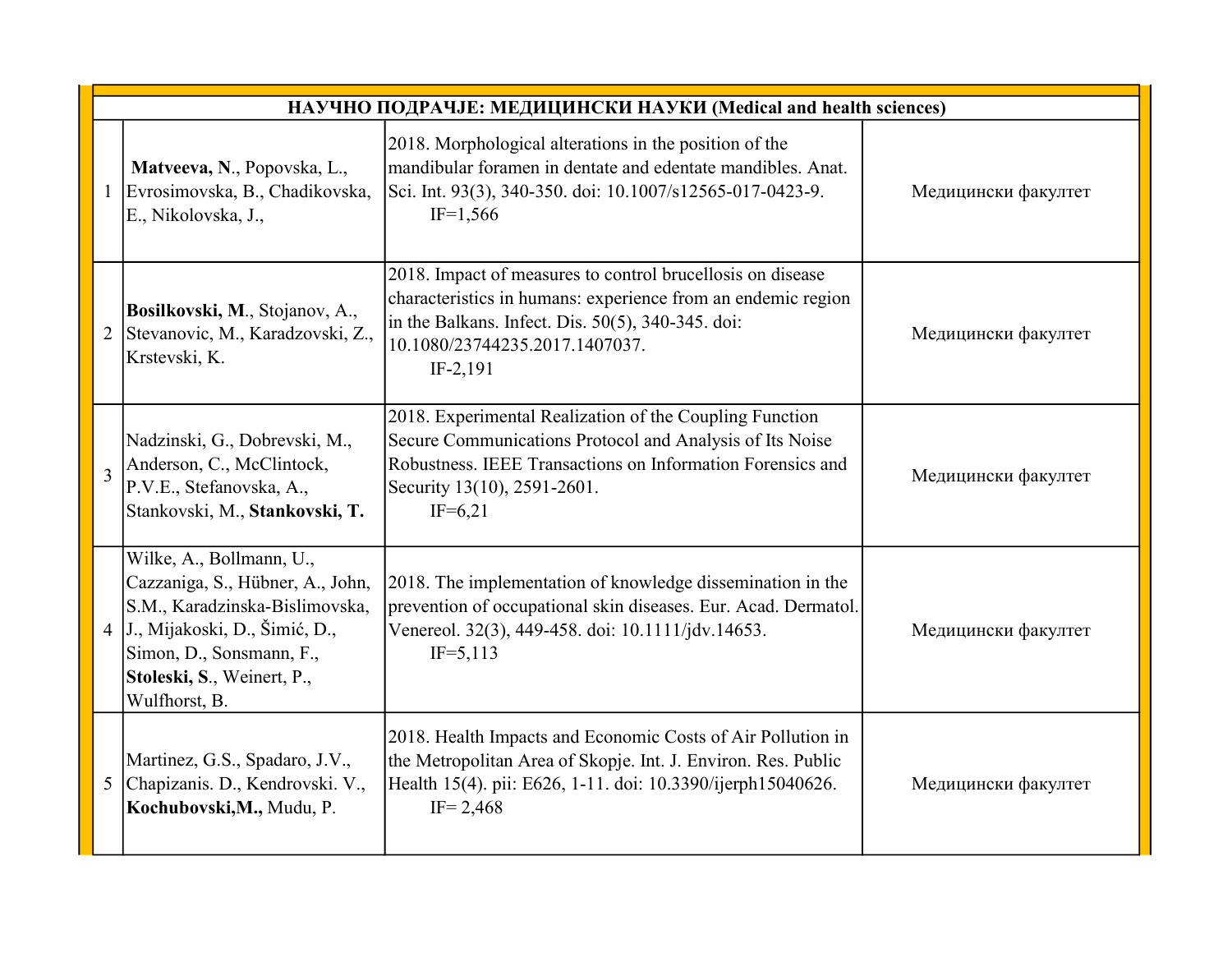| НАУЧНО ПОДРАЧЈЕ: МЕДИЦИНСКИ НАУКИ (Medical and health sciences) | | | |
|---|---|---|---|
| 1 | **Matveeva, N**., Popovska, L., Evrosimovska, B., Chadikovska, E., Nikolovska, J., | 2018. Morphological alterations in the position of the mandibular foramen in dentate and edentate mandibles. Anat. Sci. Int. 93(3), 340-350. doi: 10.1007/s12565-017-0423-9. IF=1,566 | Медицински факултет |
| 2 | **Bosilkovski, M**., Stojanov, A., Stevanovic, M., Karadzovski, Z., Krstevski, K. | 2018. Impact of measures to control brucellosis on disease characteristics in humans: experience from an endemic region in the Balkans. Infect. Dis. 50(5), 340-345. doi: 10.1080/23744235.2017.1407037. IF-2,191 | Медицински факултет |
| 3 | Nadzinski, G., Dobrevski, M., Anderson, C., McClintock, P.V.E., Stefanovska, A., Stankovski, M., **Stankovski, T.** | 2018. Experimental Realization of the Coupling Function Secure Communications Protocol and Analysis of Its Noise Robustness. IEEE Transactions on Information Forensics and Security 13(10), 2591-2601. IF=6,21 | Медицински факултет |
| 4 | Wilke, A., Bollmann, U., Cazzaniga, S., Hübner, A., John, S.M., Karadzinska-Bislimovska, J., Mijakoski, D., Šimić, D., Simon, D., Sonsmann, F., **Stoleski, S**., Weinert, P., Wulfhorst, B. | 2018. The implementation of knowledge dissemination in the prevention of occupational skin diseases. Eur. Acad. Dermatol. Venereol. 32(3), 449-458. doi: 10.1111/jdv.14653. IF=5,113 | Медицински факултет |
| 5 | Martinez, G.S., Spadaro, J.V., Chapizanis. D., Kendrovski. V., **Kochubovski,M.,** Mudu, P. | 2018. Health Impacts and Economic Costs of Air Pollution in the Metropolitan Area of Skopje. Int. J. Environ. Res. Public Health 15(4). pii: E626, 1-11. doi: 10.3390/ijerph15040626. IF= 2,468 | Медицински факултет |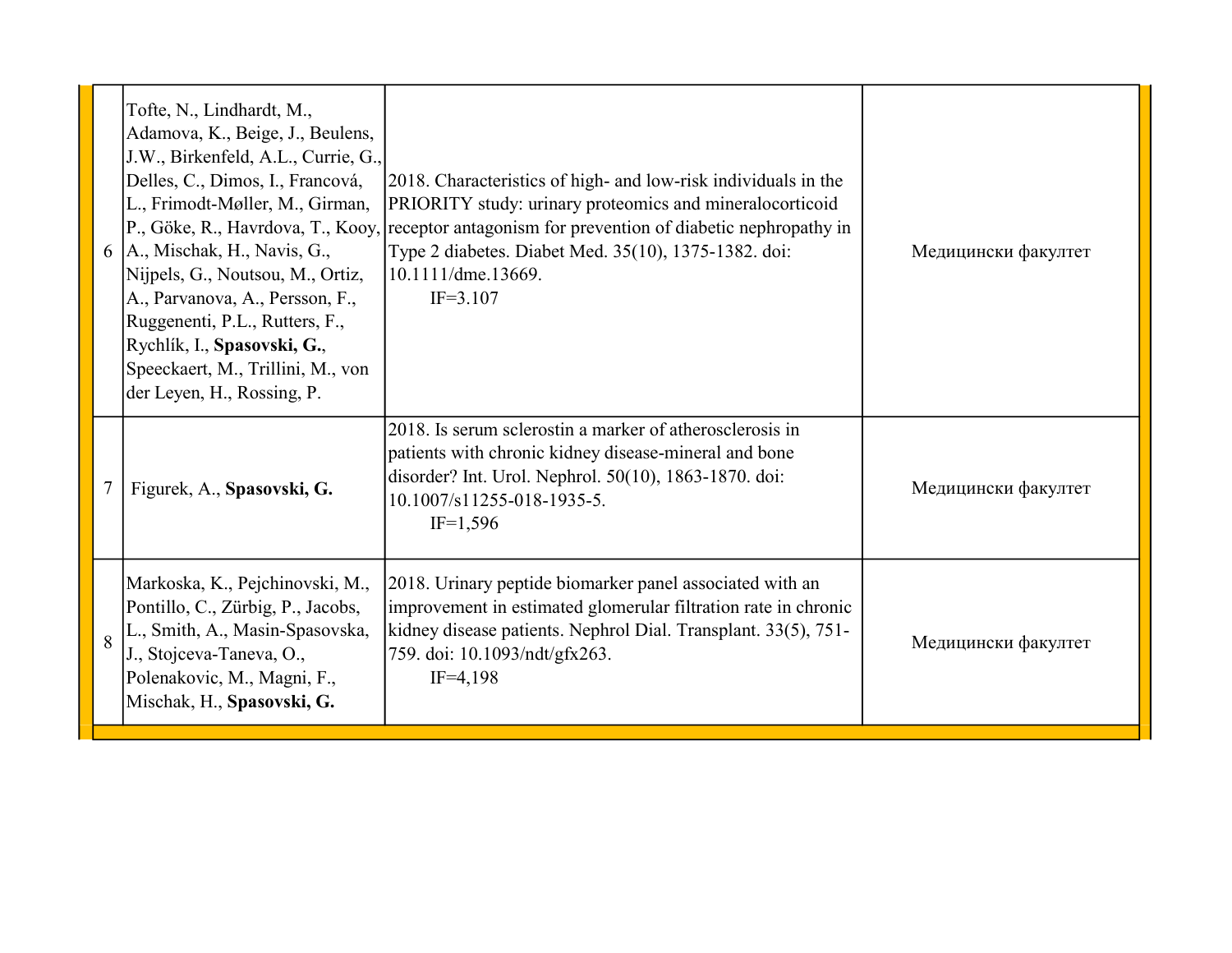| | | | |
|---|---|---|---|
| 6 | Tofte, N., Lindhardt, M., Adamova, K., Beige, J., Beulens, J.W., Birkenfeld, A.L., Currie, G., Delles, C., Dimos, I., Francová, L., Frimodt-Møller, M., Girman, P., Göke, R., Havrdova, T., Kooy, A., Mischak, H., Navis, G., Nijpels, G., Noutsou, M., Ortiz, A., Parvanova, A., Persson, F., Ruggenenti, P.L., Rutters, F., Rychlík, I., **Spasovski, G.**, Speeckaert, M., Trillini, M., von der Leyen, H., Rossing, P. | 2018. Characteristics of high- and low-risk individuals in the PRIORITY study: urinary proteomics and mineralocorticoid receptor antagonism for prevention of diabetic nephropathy in Type 2 diabetes. Diabet Med. 35(10), 1375-1382. doi: 10.1111/dme.13669. IF=3.107 | Медицински факултет |
| 7 | Figurek, A., **Spasovski, G.** | 2018. Is serum sclerostin a marker of atherosclerosis in patients with chronic kidney disease-mineral and bone disorder? Int. Urol. Nephrol. 50(10), 1863-1870. doi: 10.1007/s11255-018-1935-5. IF=1,596 | Медицински факултет |
| 8 | Markoska, K., Pejchinovski, M., Pontillo, C., Zürbig, P., Jacobs, L., Smith, A., Masin-Spasovska, J., Stojceva-Taneva, O., Polenakovic, M., Magni, F., Mischak, H., **Spasovski, G.** | 2018. Urinary peptide biomarker panel associated with an improvement in estimated glomerular filtration rate in chronic kidney disease patients. Nephrol Dial. Transplant. 33(5), 751-759. doi: 10.1093/ndt/gfx263. IF=4,198 | Медицински факултет |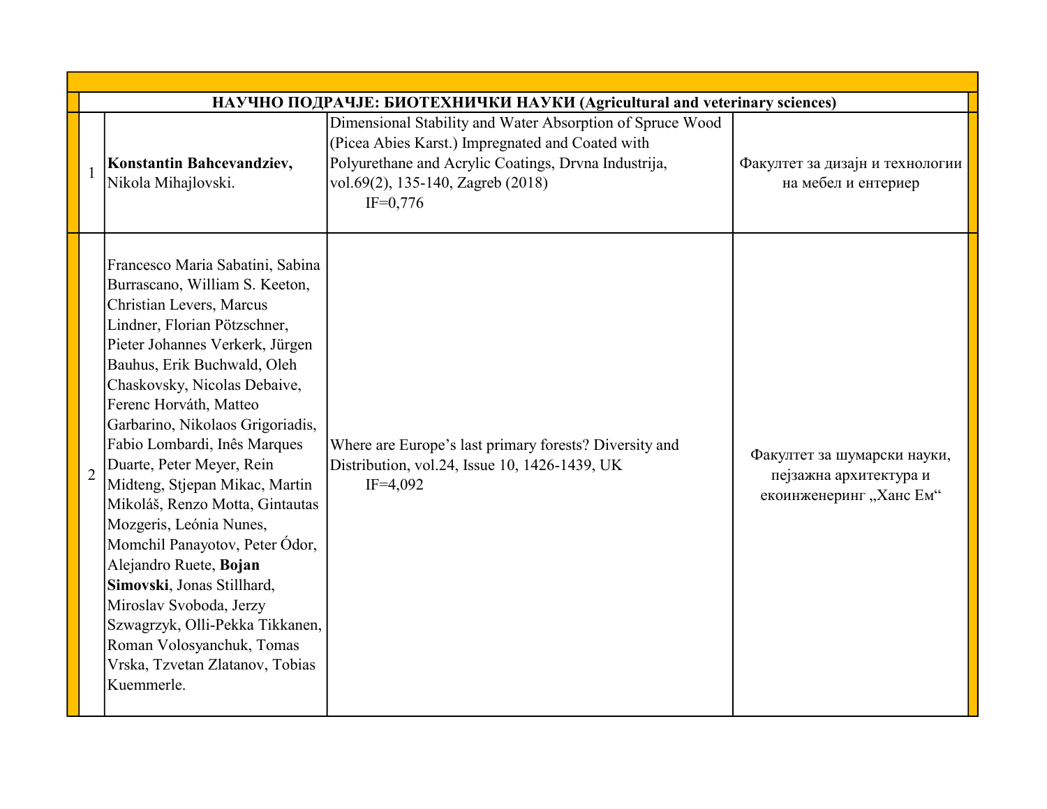| | | | |
|---|---|---|---|
| **НАУЧНО ПОДРАЧЈЕ: БИОТЕХНИЧКИ НАУКИ (Agricultural and veterinary sciences)** | | | |
| 1 | **Konstantin Bahcevandziev,** Nikola Mihajlovski. | Dimensional Stability and Water Absorption of Spruce Wood (Picea Abies Karst.) Impregnated and Coated with Polyurethane and Acrylic Coatings, Drvna Industrija, vol.69(2), 135-140, Zagreb (2018) IF=0,776 | Факултет за дизајн и технологии на мебел и ентериер |
| 2 | Francesco Maria Sabatini, Sabina Burrascano, William S. Keeton, Christian Levers, Marcus Lindner, Florian Pötzschner, Pieter Johannes Verkerk, Jürgen Bauhus, Erik Buchwald, Oleh Chaskovsky, Nicolas Debaive, Ferenc Horváth, Matteo Garbarino, Nikolaos Grigoriadis, Fabio Lombardi, Inês Marques Duarte, Peter Meyer, Rein Midteng, Stjepan Mikac, Martin Mikoláš, Renzo Motta, Gintautas Mozgeris, Leónia Nunes, Momchil Panayotov, Peter Ódor, Alejandro Ruete, **Bojan Simovski**, Jonas Stillhard, Miroslav Svoboda, Jerzy Szwagrzyk, Olli-Pekka Tikkanen, Roman Volosyanchuk, Tomas Vrska, Tzvetan Zlatanov, Tobias Kuemmerle. | Where are Europe's last primary forests? Diversity and Distribution, vol.24, Issue 10, 1426-1439, UK IF=4,092 | Факултет за шумарски науки, пејзажна архитектура и екоинженеринг „Ханс Ем" |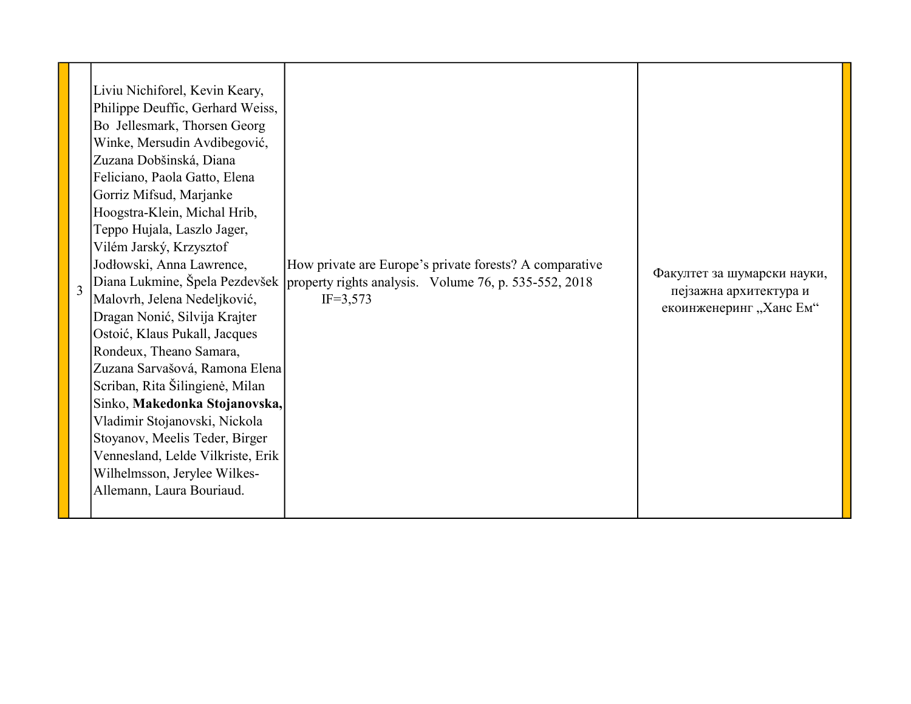| 3 | Liviu Nichiforel, Kevin Keary, Philippe Deuffic, Gerhard Weiss, Bo Jellesmark, Thorsen Georg Winke, Mersudin Avdibegović, Zuzana Dobšinská, Diana Feliciano, Paola Gatto, Elena Gorriz Mifsud, Marjanke Hoogstra-Klein, Michal Hrib, Teppo Hujala, Laszlo Jager, Vilém Jarský, Krzysztof Jodłowski, Anna Lawrence, Diana Lukmine, Špela Pezdevšek Malovrh, Jelena Nedeljković, Dragan Nonić, Silvija Krajter Ostoić, Klaus Pukall, Jacques Rondeux, Theano Samara, Zuzana Sarvašová, Ramona Elena Scriban, Rita Šilingienė, Milan Sinko, **Makedonka Stojanovska,** Vladimir Stojanovski, Nickola Stoyanov, Meelis Teder, Birger Vennesland, Lelde Vilkriste, Erik Wilhelmsson, Jerylee Wilkes-Allemann, Laura Bouriaud. | How private are Europe's private forests? A comparative property rights analysis. Volume 76, p. 535-552, 2018 IF=3,573 | Факултет за шумарски науки, пејзажна архитектура и екоинженеринг „Ханс Ем" |
|---|---|---|---|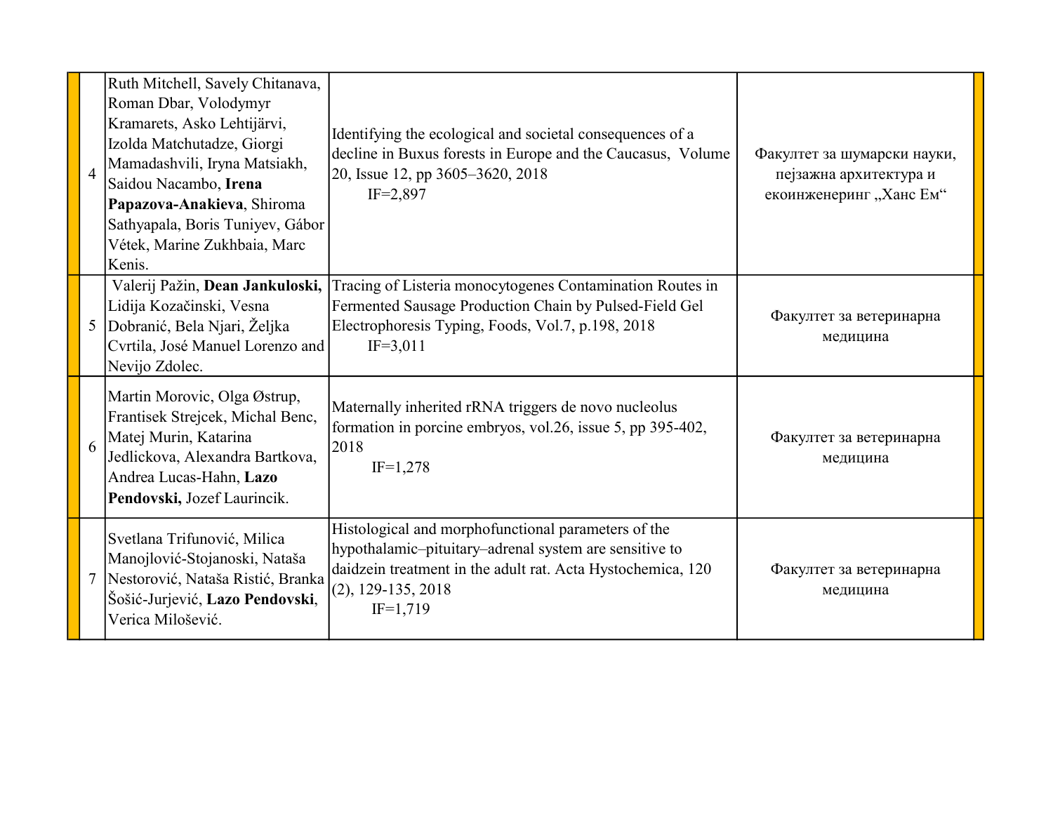| | | | |
|---|---|---|---|
| 4 | Ruth Mitchell, Savely Chitanava, Roman Dbar, Volodymyr Kramarets, Asko Lehtijärvi, Izolda Matchutadze, Giorgi Mamadashvili, Iryna Matsiakh, Saidou Nacambo, **Irena Papazova-Anakieva**, Shiroma Sathyapala, Boris Tuniyev, Gábor Vétek, Marine Zukhbaia, Marc Kenis. | Identifying the ecological and societal consequences of a decline in Buxus forests in Europe and the Caucasus, Volume 20, Issue 12, pp 3605–3620, 2018<br>IF=2,897 | Факултет за шумарски науки, пејзажна архитектура и екоинженеринг „Ханс Ем" |
| 5 | Valerij Pažin, **Dean Jankuloski,** Lidija Kozačinski, Vesna Dobranić, Bela Njari, Željka Cvrtila, José Manuel Lorenzo and Nevijo Zdolec. | Tracing of Listeria monocytogenes Contamination Routes in Fermented Sausage Production Chain by Pulsed-Field Gel Electrophoresis Typing, Foods, Vol.7, p.198, 2018<br>IF=3,011 | Факултет за ветеринарна медицина |
| 6 | Martin Morovic, Olga Østrup, Frantisek Strejcek, Michal Benc, Matej Murin, Katarina Jedlickova, Alexandra Bartkova, Andrea Lucas-Hahn, **Lazo Pendovski,** Jozef Laurincik. | Maternally inherited rRNA triggers de novo nucleolus formation in porcine embryos, vol.26, issue 5, pp 395-402, 2018<br>IF=1,278 | Факултет за ветеринарна медицина |
| 7 | Svetlana Trifunović, Milica Manojlović-Stojanoski, Nataša Nestorović, Nataša Ristić, Branka Šošić-Jurjević, **Lazo Pendovski**, Verica Milošević. | Histological and morphofunctional parameters of the hypothalamic–pituitary–adrenal system are sensitive to daidzein treatment in the adult rat. Acta Hystochemica, 120 (2), 129-135, 2018<br>IF=1,719 | Факултет за ветеринарна медицина |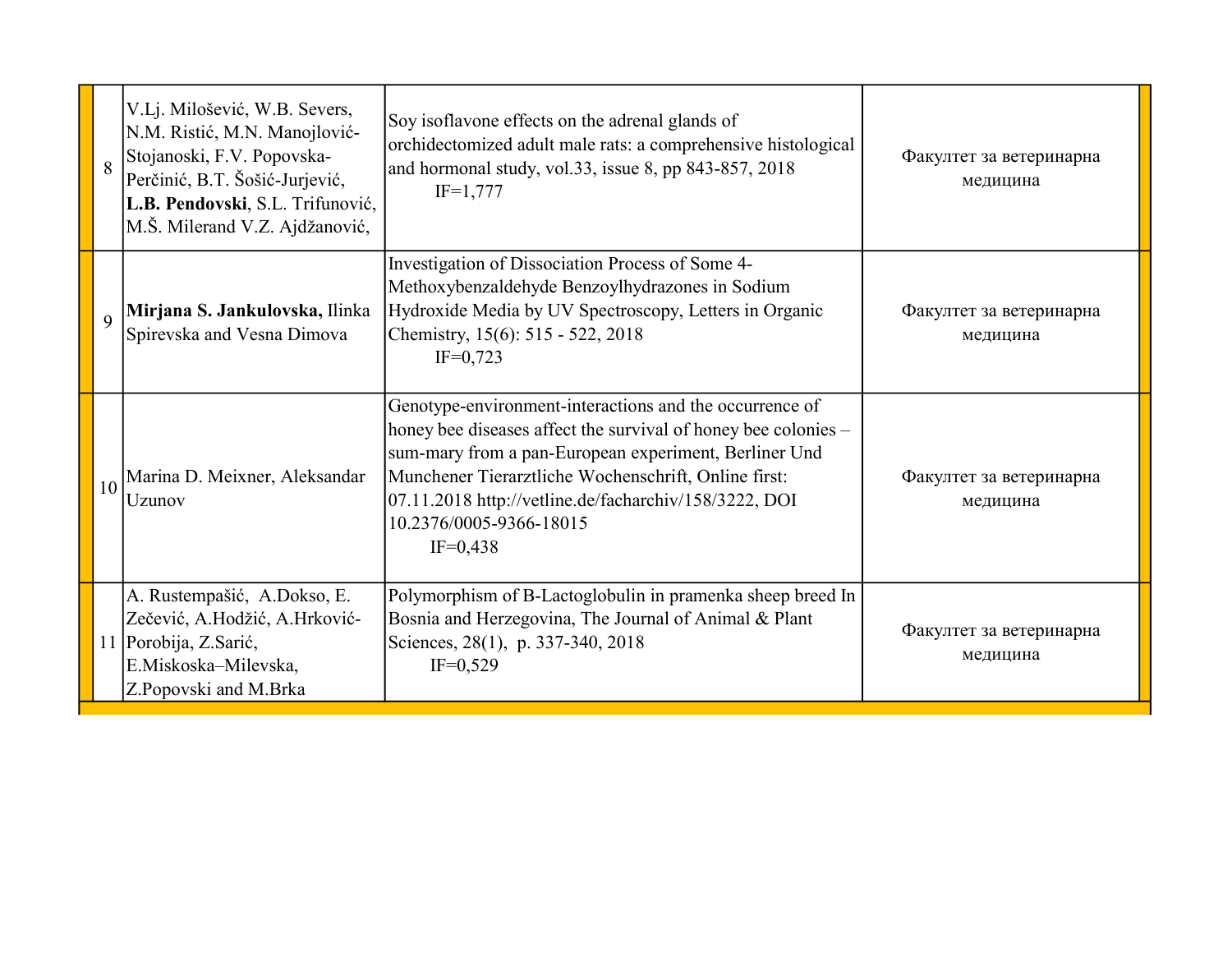| | | | |
|---|---|---|---|
| 8 | V.Lj. Milošević, W.B. Severs, N.M. Ristić, M.N. Manojlović-Stojanoski, F.V. Popovska-Perčinić, B.T. Šošić-Jurjević, **L.B. Pendovski**, S.L. Trifunović, M.Š. Milerand V.Z. Ajdžanović, | Soy isoflavone effects on the adrenal glands of orchidectomized adult male rats: a comprehensive histological and hormonal study, vol.33, issue 8, pp 843-857, 2018 IF=1,777 | Факултет за ветеринарна медицина |
| 9 | **Mirjana S. Jankulovska,** Ilinka Spirevska and Vesna Dimova | Investigation of Dissociation Process of Some 4-Methoxybenzaldehyde Benzoylhydrazones in Sodium Hydroxide Media by UV Spectroscopy, Letters in Organic Chemistry, 15(6): 515 - 522, 2018 IF=0,723 | Факултет за ветеринарна медицина |
| 10 | Marina D. Meixner, Aleksandar Uzunov | Genotype-environment-interactions and the occurrence of honey bee diseases affect the survival of honey bee colonies – sum-mary from a pan-European experiment, Berliner Und Munchener Tierarztliche Wochenschrift, Online first: 07.11.2018 http://vetline.de/facharchiv/158/3222, DOI 10.2376/0005-9366-18015 IF=0,438 | Факултет за ветеринарна медицина |
| 11 | A. Rustempašić, A.Dokso, E. Zečević, A.Hodžić, A.Hrković-Porobija, Z.Sarić, E.Miskoska–Milevska, Z.Popovski and M.Brka | Polymorphism of B-Lactoglobulin in pramenka sheep breed In Bosnia and Herzegovina, The Journal of Animal & Plant Sciences, 28(1), p. 337-340, 2018 IF=0,529 | Факултет за ветеринарна медицина |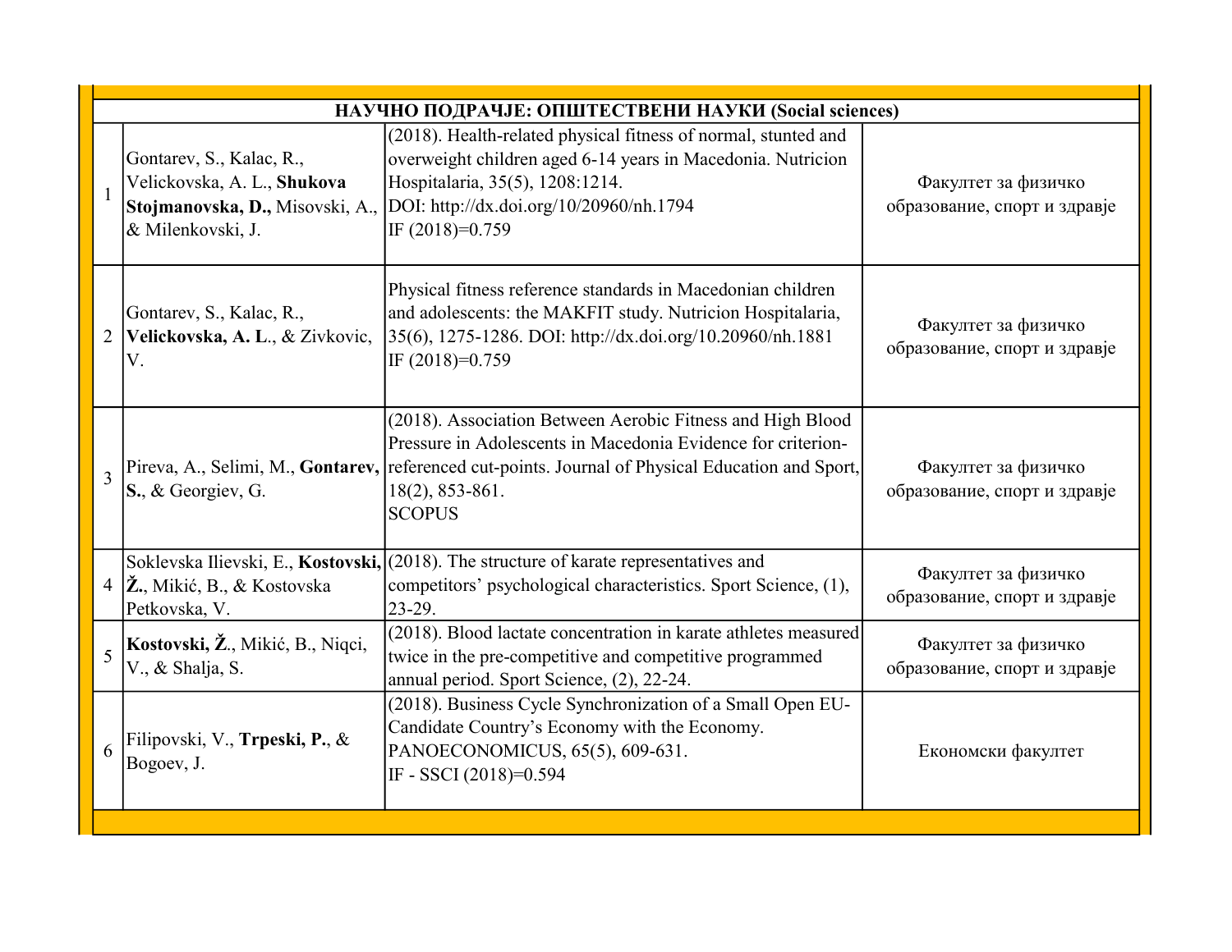| НАУЧНО ПОДРАЧЈЕ: ОПШТЕСТВЕНИ НАУКИ (Social sciences) | | | |
|---|---|---|---|
| 1 | Gontarev, S., Kalac, R., Velickovska, A. L., **Shukova Stojmanovska, D.,** Misovski, A., & Milenkovski, J. | (2018). Health-related physical fitness of normal, stunted and overweight children aged 6-14 years in Macedonia. Nutricion Hospitalaria, 35(5), 1208:1214. DOI: http://dx.doi.org/10/20960/nh.1794 IF (2018)=0.759 | Факултет за физичко образование, спорт и здравје |
| 2 | Gontarev, S., Kalac, R., **Velickovska, A. L**., & Zivkovic, V. | Physical fitness reference standards in Macedonian children and adolescents: the MAKFIT study. Nutricion Hospitalaria, 35(6), 1275-1286. DOI: http://dx.doi.org/10.20960/nh.1881 IF (2018)=0.759 | Факултет за физичко образование, спорт и здравје |
| 3 | Pireva, A., Selimi, M., **Gontarev, S.**, & Georgiev, G. | (2018). Association Between Aerobic Fitness and High Blood Pressure in Adolescents in Macedonia Evidence for criterion-referenced cut-points. Journal of Physical Education and Sport, 18(2), 853-861. SCOPUS | Факултет за физичко образование, спорт и здравје |
| 4 | Soklevska Ilievski, E., **Kostovski, Ž.**, Mikić, B., & Kostovska Petkovska, V. | (2018). The structure of karate representatives and competitors' psychological characteristics. Sport Science, (1), 23-29. | Факултет за физичко образование, спорт и здравје |
| 5 | **Kostovski, Ž.**, Mikić, B., Niqci, V., & Shalja, S. | (2018). Blood lactate concentration in karate athletes measured twice in the pre-competitive and competitive programmed annual period. Sport Science, (2), 22-24. | Факултет за физичко образование, спорт и здравје |
| 6 | Filipovski, V., **Trpeski, P.**, & Bogoev, J. | (2018). Business Cycle Synchronization of a Small Open EU-Candidate Country's Economy with the Economy. PANOECONOMICUS, 65(5), 609-631. IF - SSCI (2018)=0.594 | Економски факултет |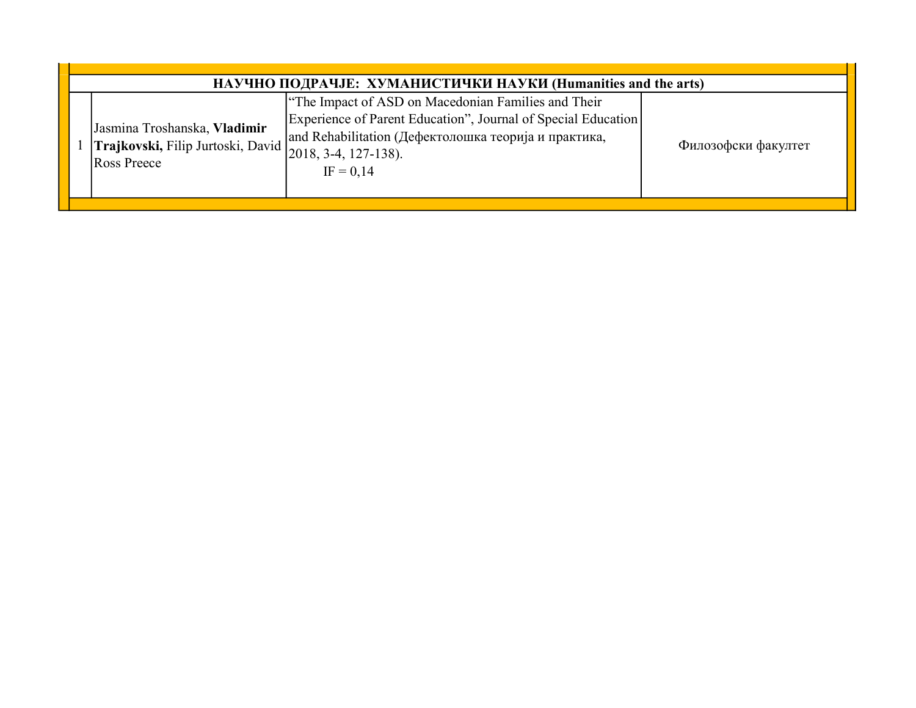| | | | |
|---|---|---|---|
| **НАУЧНО ПОДРАЧЈЕ: ХУМАНИСТИЧКИ НАУКИ (Humanities and the arts)** | | | |
| 1 | Jasmina Troshanska, **Vladimir Trajkovski,** Filip Jurtoski, David Ross Preece | “The Impact of ASD on Macedonian Families and Their Experience of Parent Education”, Journal of Special Education and Rehabilitation (Дефектолошка теорија и практика, 2018, 3-4, 127-138). IF = 0,14 | Филозофски факултет |